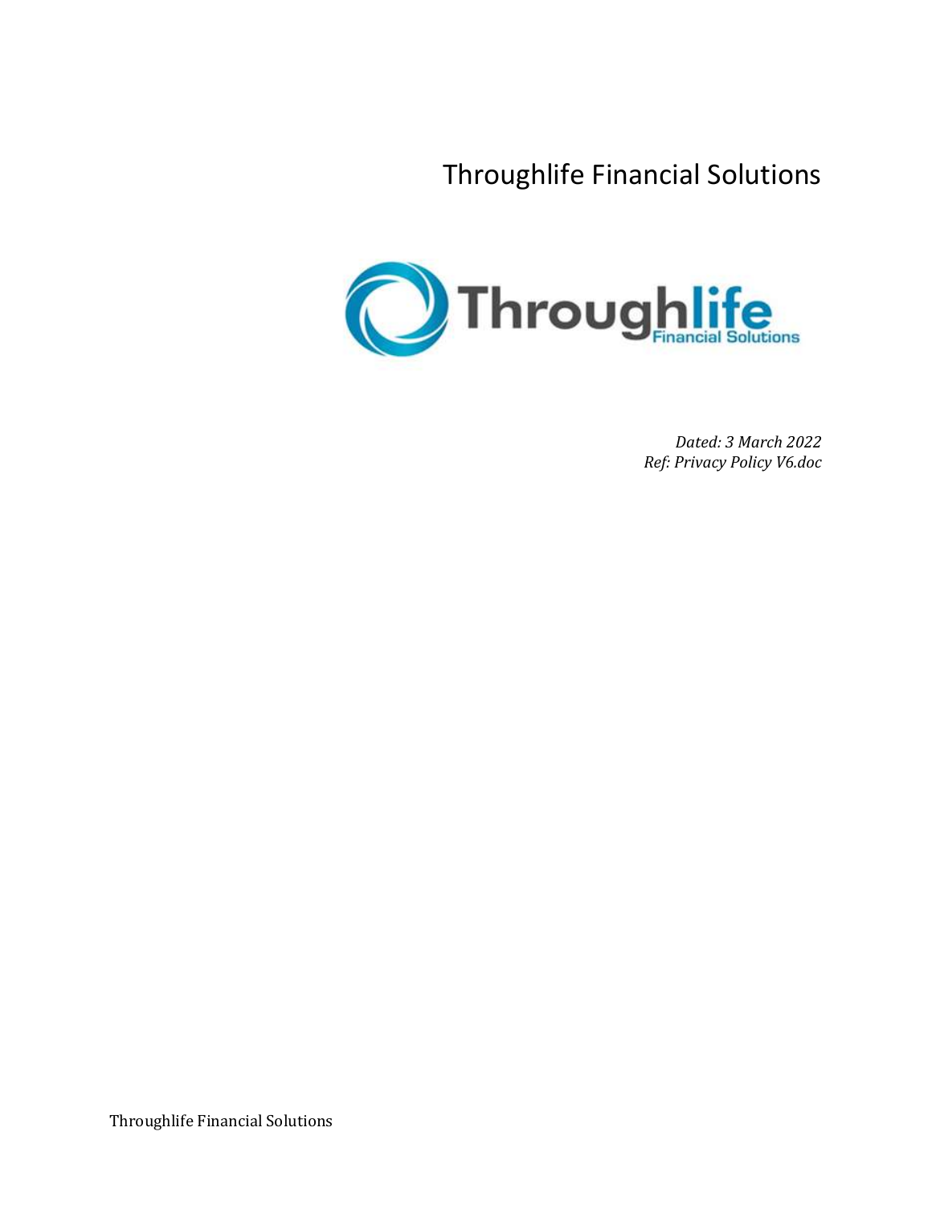# Throughlife Financial Solutions

*Dated: 3 March 2022*
*Ref: Privacy Policy V6.doc*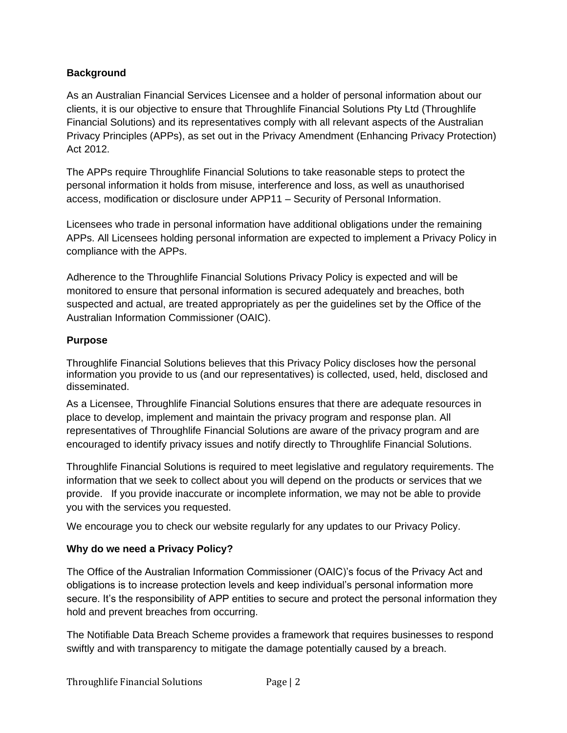**Background**

As an Australian Financial Services Licensee and a holder of personal information about our clients, it is our objective to ensure that Throughlife Financial Solutions Pty Ltd (Throughlife Financial Solutions) and its representatives comply with all relevant aspects of the Australian Privacy Principles (APPs), as set out in the Privacy Amendment (Enhancing Privacy Protection) Act 2012.

The APPs require Throughlife Financial Solutions to take reasonable steps to protect the personal information it holds from misuse, interference and loss, as well as unauthorised access, modification or disclosure under APP11 – Security of Personal Information.

Licensees who trade in personal information have additional obligations under the remaining APPs. All Licensees holding personal information are expected to implement a Privacy Policy in compliance with the APPs.

Adherence to the Throughlife Financial Solutions Privacy Policy is expected and will be monitored to ensure that personal information is secured adequately and breaches, both suspected and actual, are treated appropriately as per the guidelines set by the Office of the Australian Information Commissioner (OAIC).

**Purpose**

Throughlife Financial Solutions believes that this Privacy Policy discloses how the personal information you provide to us (and our representatives) is collected, used, held, disclosed and disseminated.

As a Licensee, Throughlife Financial Solutions ensures that there are adequate resources in place to develop, implement and maintain the privacy program and response plan. All representatives of Throughlife Financial Solutions are aware of the privacy program and are encouraged to identify privacy issues and notify directly to Throughlife Financial Solutions.

Throughlife Financial Solutions is required to meet legislative and regulatory requirements. The information that we seek to collect about you will depend on the products or services that we provide. If you provide inaccurate or incomplete information, we may not be able to provide you with the services you requested.

We encourage you to check our website regularly for any updates to our Privacy Policy.

**Why do we need a Privacy Policy?**

The Office of the Australian Information Commissioner (OAIC)'s focus of the Privacy Act and obligations is to increase protection levels and keep individual's personal information more secure. It's the responsibility of APP entities to secure and protect the personal information they hold and prevent breaches from occurring.

The Notifiable Data Breach Scheme provides a framework that requires businesses to respond swiftly and with transparency to mitigate the damage potentially caused by a breach.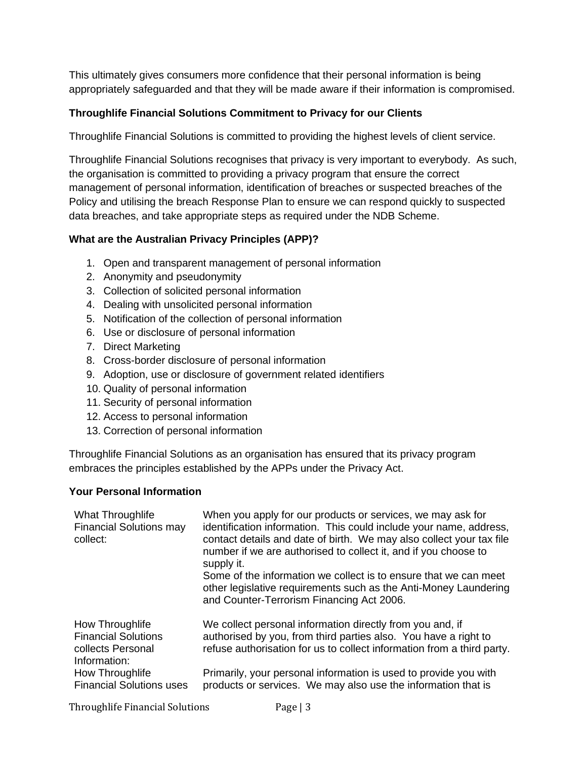This ultimately gives consumers more confidence that their personal information is being appropriately safeguarded and that they will be made aware if their information is compromised.

**Throughlife Financial Solutions Commitment to Privacy for our Clients**

Throughlife Financial Solutions is committed to providing the highest levels of client service.

Throughlife Financial Solutions recognises that privacy is very important to everybody. As such, the organisation is committed to providing a privacy program that ensure the correct management of personal information, identification of breaches or suspected breaches of the Policy and utilising the breach Response Plan to ensure we can respond quickly to suspected data breaches, and take appropriate steps as required under the NDB Scheme.

**What are the Australian Privacy Principles (APP)?**

1. Open and transparent management of personal information
2. Anonymity and pseudonymity
3. Collection of solicited personal information
4. Dealing with unsolicited personal information
5. Notification of the collection of personal information
6. Use or disclosure of personal information
7. Direct Marketing
8. Cross-border disclosure of personal information
9. Adoption, use or disclosure of government related identifiers
10. Quality of personal information
11. Security of personal information
12. Access to personal information
13. Correction of personal information

Throughlife Financial Solutions as an organisation has ensured that its privacy program embraces the principles established by the APPs under the Privacy Act.

**Your Personal Information**

| | |
|---|---|
| What Throughlife Financial Solutions may collect: | When you apply for our products or services, we may ask for identification information. This could include your name, address, contact details and date of birth. We may also collect your tax file number if we are authorised to collect it, and if you choose to supply it.<br>Some of the information we collect is to ensure that we can meet other legislative requirements such as the Anti-Money Laundering and Counter-Terrorism Financing Act 2006. |
| How Throughlife Financial Solutions collects Personal Information: | We collect personal information directly from you and, if authorised by you, from third parties also. You have a right to refuse authorisation for us to collect information from a third party. |
| How Throughlife Financial Solutions uses | Primarily, your personal information is used to provide you with products or services. We may also use the information that is |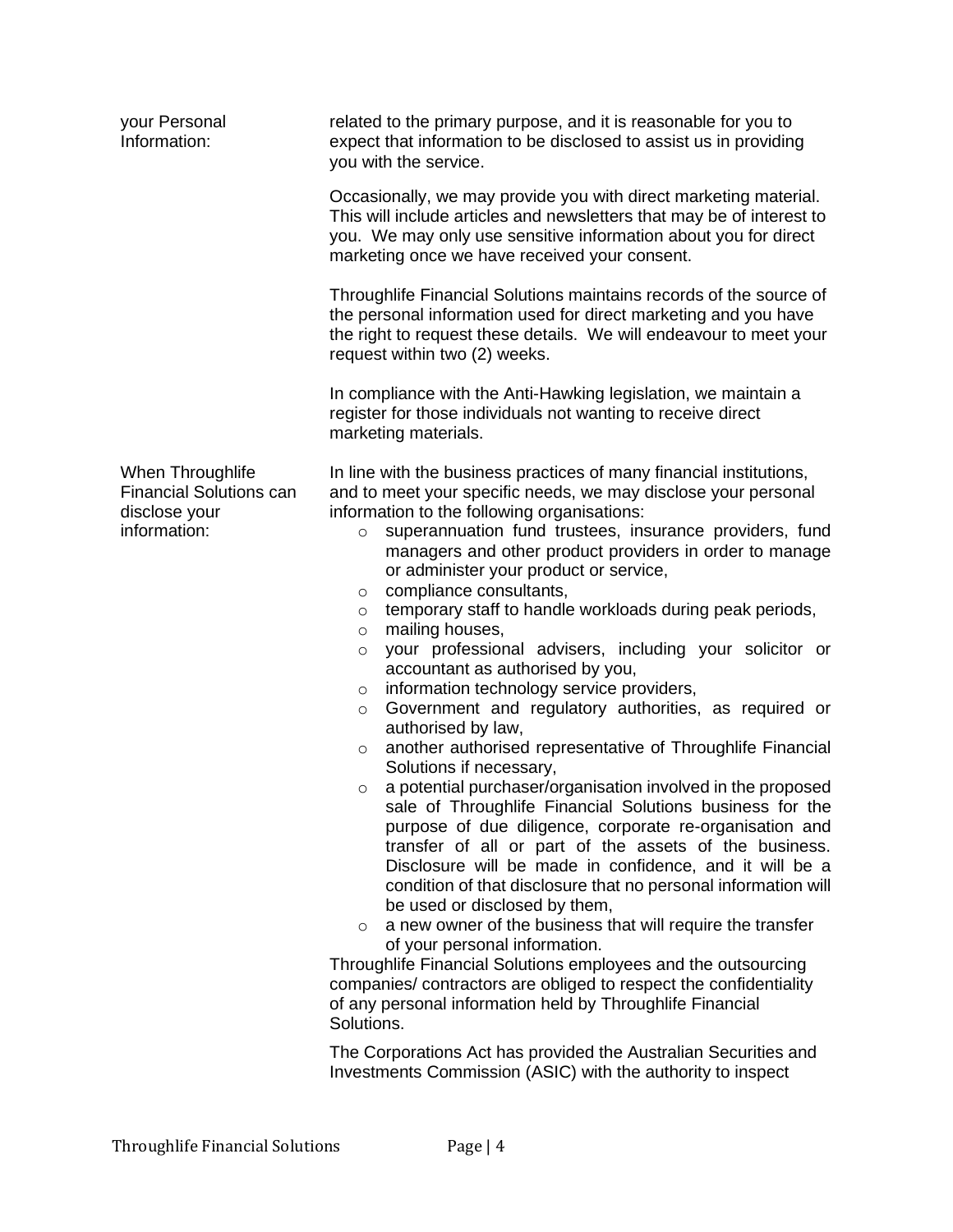| | |
|---|---|
| your Personal Information: | related to the primary purpose, and it is reasonable for you to expect that information to be disclosed to assist us in providing you with the service. |

Occasionally, we may provide you with direct marketing material. This will include articles and newsletters that may be of interest to you. We may only use sensitive information about you for direct marketing once we have received your consent.

Throughlife Financial Solutions maintains records of the source of the personal information used for direct marketing and you have the right to request these details. We will endeavour to meet your request within two (2) weeks.

In compliance with the Anti-Hawking legislation, we maintain a register for those individuals not wanting to receive direct marketing materials.

**When Throughlife Financial Solutions can disclose your information:**

In line with the business practices of many financial institutions, and to meet your specific needs, we may disclose your personal information to the following organisations:

- superannuation fund trustees, insurance providers, fund managers and other product providers in order to manage or administer your product or service,
- compliance consultants,
- temporary staff to handle workloads during peak periods,
- mailing houses,
- your professional advisers, including your solicitor or accountant as authorised by you,
- information technology service providers,
- Government and regulatory authorities, as required or authorised by law,
- another authorised representative of Throughlife Financial Solutions if necessary,
- a potential purchaser/organisation involved in the proposed sale of Throughlife Financial Solutions business for the purpose of due diligence, corporate re-organisation and transfer of all or part of the assets of the business. Disclosure will be made in confidence, and it will be a condition of that disclosure that no personal information will be used or disclosed by them,
- a new owner of the business that will require the transfer of your personal information.

Throughlife Financial Solutions employees and the outsourcing companies/ contractors are obliged to respect the confidentiality of any personal information held by Throughlife Financial Solutions.

The Corporations Act has provided the Australian Securities and Investments Commission (ASIC) with the authority to inspect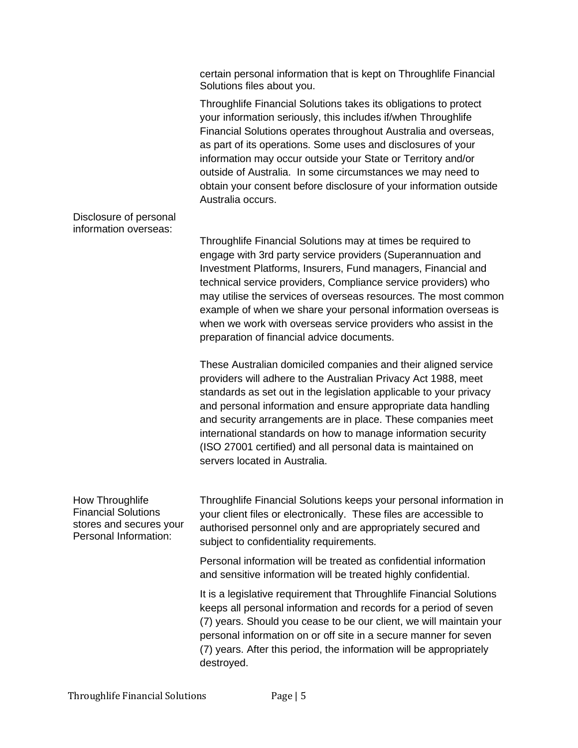certain personal information that is kept on Throughlife Financial Solutions files about you.

Throughlife Financial Solutions takes its obligations to protect your information seriously, this includes if/when Throughlife Financial Solutions operates throughout Australia and overseas, as part of its operations. Some uses and disclosures of your information may occur outside your State or Territory and/or outside of Australia. In some circumstances we may need to obtain your consent before disclosure of your information outside Australia occurs.

**Disclosure of personal information overseas:**

Throughlife Financial Solutions may at times be required to engage with 3rd party service providers (Superannuation and Investment Platforms, Insurers, Fund managers, Financial and technical service providers, Compliance service providers) who may utilise the services of overseas resources. The most common example of when we share your personal information overseas is when we work with overseas service providers who assist in the preparation of financial advice documents.

These Australian domiciled companies and their aligned service providers will adhere to the Australian Privacy Act 1988, meet standards as set out in the legislation applicable to your privacy and personal information and ensure appropriate data handling and security arrangements are in place. These companies meet international standards on how to manage information security (ISO 27001 certified) and all personal data is maintained on servers located in Australia.

**How Throughlife Financial Solutions stores and secures your Personal Information:**

Throughlife Financial Solutions keeps your personal information in your client files or electronically. These files are accessible to authorised personnel only and are appropriately secured and subject to confidentiality requirements.

Personal information will be treated as confidential information and sensitive information will be treated highly confidential.

It is a legislative requirement that Throughlife Financial Solutions keeps all personal information and records for a period of seven (7) years. Should you cease to be our client, we will maintain your personal information on or off site in a secure manner for seven (7) years. After this period, the information will be appropriately destroyed.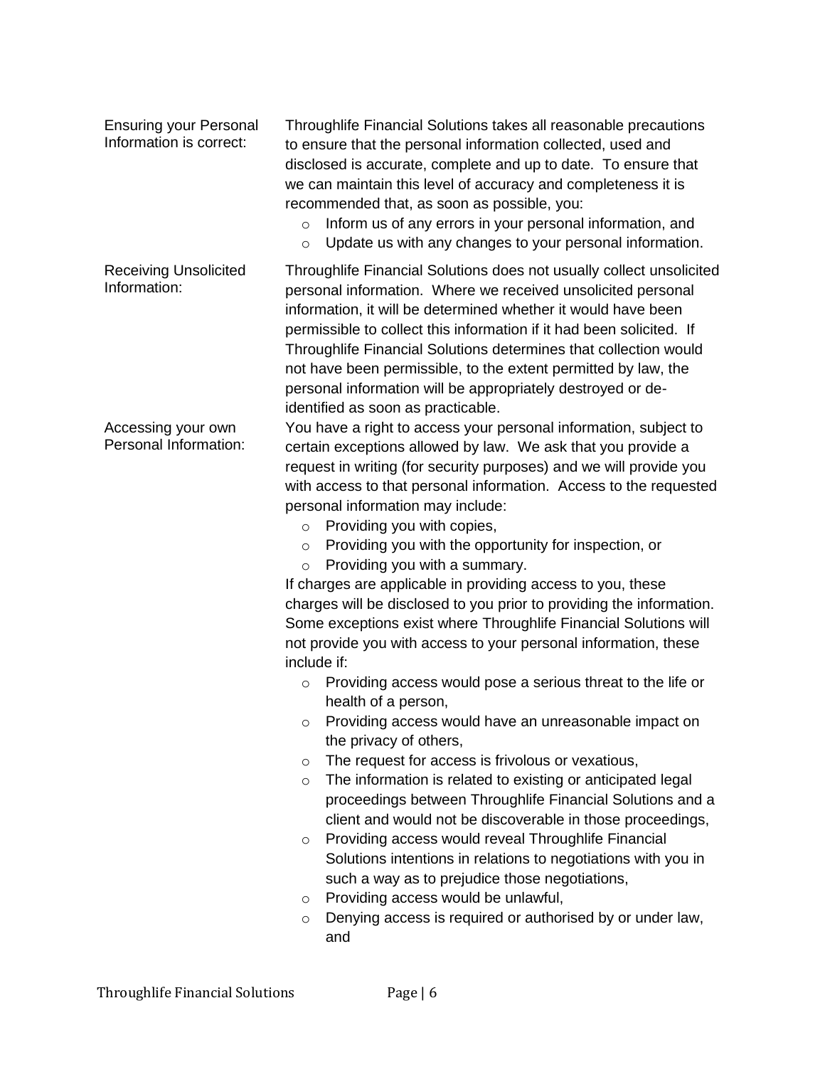**Ensuring your Personal Information is correct:**

Throughlife Financial Solutions takes all reasonable precautions to ensure that the personal information collected, used and disclosed is accurate, complete and up to date. To ensure that we can maintain this level of accuracy and completeness it is recommended that, as soon as possible, you:

- Inform us of any errors in your personal information, and
- Update us with any changes to your personal information.

**Receiving Unsolicited Information:**

Throughlife Financial Solutions does not usually collect unsolicited personal information. Where we received unsolicited personal information, it will be determined whether it would have been permissible to collect this information if it had been solicited. If Throughlife Financial Solutions determines that collection would not have been permissible, to the extent permitted by law, the personal information will be appropriately destroyed or de-identified as soon as practicable.

**Accessing your own Personal Information:**

You have a right to access your personal information, subject to certain exceptions allowed by law. We ask that you provide a request in writing (for security purposes) and we will provide you with access to that personal information. Access to the requested personal information may include:

- Providing you with copies,
- Providing you with the opportunity for inspection, or
- Providing you with a summary.

If charges are applicable in providing access to you, these charges will be disclosed to you prior to providing the information. Some exceptions exist where Throughlife Financial Solutions will not provide you with access to your personal information, these include if:

- Providing access would pose a serious threat to the life or health of a person,
- Providing access would have an unreasonable impact on the privacy of others,
- The request for access is frivolous or vexatious,
- The information is related to existing or anticipated legal proceedings between Throughlife Financial Solutions and a client and would not be discoverable in those proceedings,
- Providing access would reveal Throughlife Financial Solutions intentions in relations to negotiations with you in such a way as to prejudice those negotiations,
- Providing access would be unlawful,
- Denying access is required or authorised by or under law, and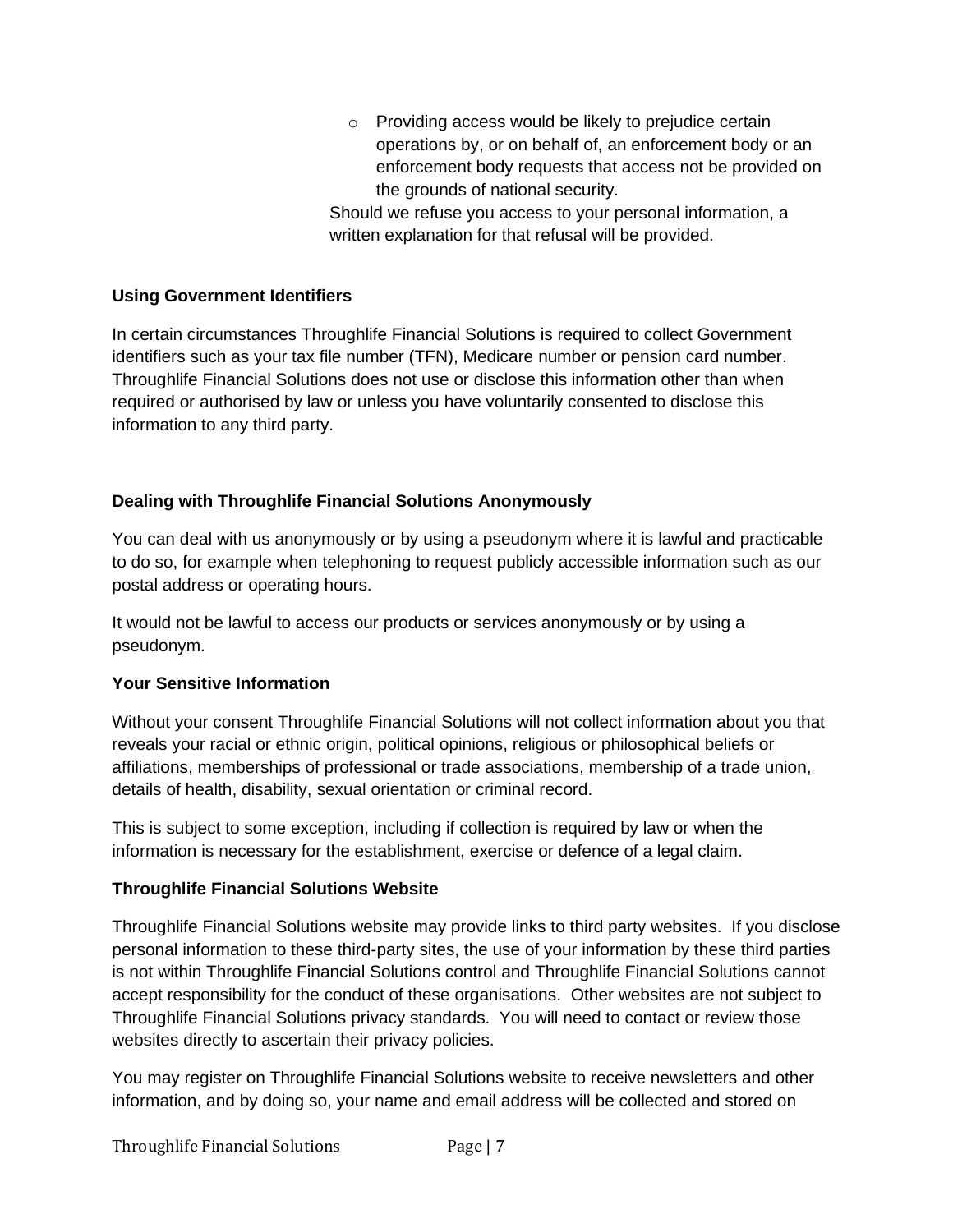- Providing access would be likely to prejudice certain operations by, or on behalf of, an enforcement body or an enforcement body requests that access not be provided on the grounds of national security.

  Should we refuse you access to your personal information, a written explanation for that refusal will be provided.

**Using Government Identifiers**

In certain circumstances Throughlife Financial Solutions is required to collect Government identifiers such as your tax file number (TFN), Medicare number or pension card number. Throughlife Financial Solutions does not use or disclose this information other than when required or authorised by law or unless you have voluntarily consented to disclose this information to any third party.

**Dealing with Throughlife Financial Solutions Anonymously**

You can deal with us anonymously or by using a pseudonym where it is lawful and practicable to do so, for example when telephoning to request publicly accessible information such as our postal address or operating hours.

It would not be lawful to access our products or services anonymously or by using a pseudonym.

**Your Sensitive Information**

Without your consent Throughlife Financial Solutions will not collect information about you that reveals your racial or ethnic origin, political opinions, religious or philosophical beliefs or affiliations, memberships of professional or trade associations, membership of a trade union, details of health, disability, sexual orientation or criminal record.

This is subject to some exception, including if collection is required by law or when the information is necessary for the establishment, exercise or defence of a legal claim.

**Throughlife Financial Solutions Website**

Throughlife Financial Solutions website may provide links to third party websites. If you disclose personal information to these third-party sites, the use of your information by these third parties is not within Throughlife Financial Solutions control and Throughlife Financial Solutions cannot accept responsibility for the conduct of these organisations. Other websites are not subject to Throughlife Financial Solutions privacy standards. You will need to contact or review those websites directly to ascertain their privacy policies.

You may register on Throughlife Financial Solutions website to receive newsletters and other information, and by doing so, your name and email address will be collected and stored on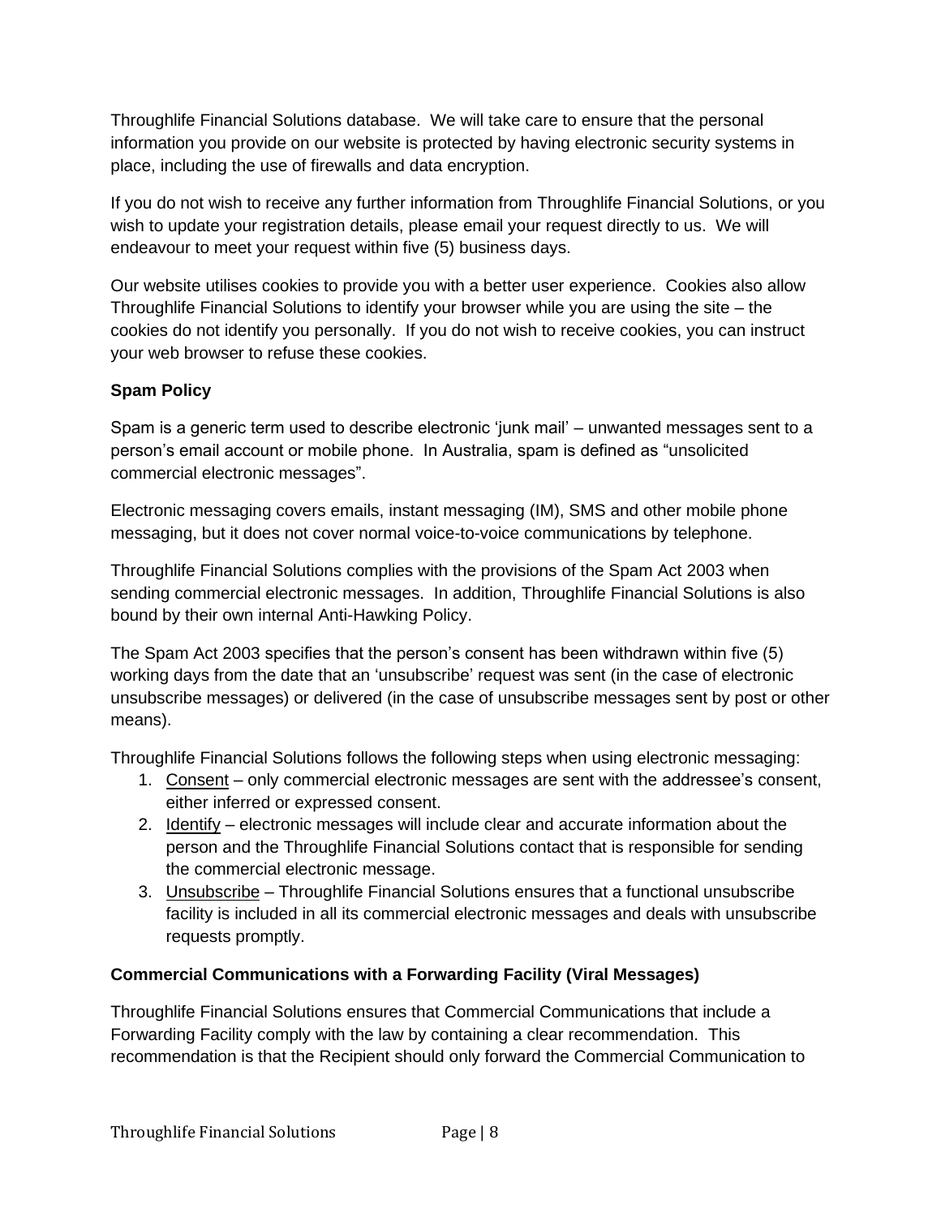Throughlife Financial Solutions database. We will take care to ensure that the personal information you provide on our website is protected by having electronic security systems in place, including the use of firewalls and data encryption.

If you do not wish to receive any further information from Throughlife Financial Solutions, or you wish to update your registration details, please email your request directly to us. We will endeavour to meet your request within five (5) business days.

Our website utilises cookies to provide you with a better user experience. Cookies also allow Throughlife Financial Solutions to identify your browser while you are using the site – the cookies do not identify you personally. If you do not wish to receive cookies, you can instruct your web browser to refuse these cookies.

**Spam Policy**

Spam is a generic term used to describe electronic 'junk mail' – unwanted messages sent to a person's email account or mobile phone. In Australia, spam is defined as "unsolicited commercial electronic messages".

Electronic messaging covers emails, instant messaging (IM), SMS and other mobile phone messaging, but it does not cover normal voice-to-voice communications by telephone.

Throughlife Financial Solutions complies with the provisions of the Spam Act 2003 when sending commercial electronic messages. In addition, Throughlife Financial Solutions is also bound by their own internal Anti-Hawking Policy.

The Spam Act 2003 specifies that the person's consent has been withdrawn within five (5) working days from the date that an 'unsubscribe' request was sent (in the case of electronic unsubscribe messages) or delivered (in the case of unsubscribe messages sent by post or other means).

Throughlife Financial Solutions follows the following steps when using electronic messaging:

1. Consent – only commercial electronic messages are sent with the addressee's consent, either inferred or expressed consent.
2. Identify – electronic messages will include clear and accurate information about the person and the Throughlife Financial Solutions contact that is responsible for sending the commercial electronic message.
3. Unsubscribe – Throughlife Financial Solutions ensures that a functional unsubscribe facility is included in all its commercial electronic messages and deals with unsubscribe requests promptly.

**Commercial Communications with a Forwarding Facility (Viral Messages)**

Throughlife Financial Solutions ensures that Commercial Communications that include a Forwarding Facility comply with the law by containing a clear recommendation. This recommendation is that the Recipient should only forward the Commercial Communication to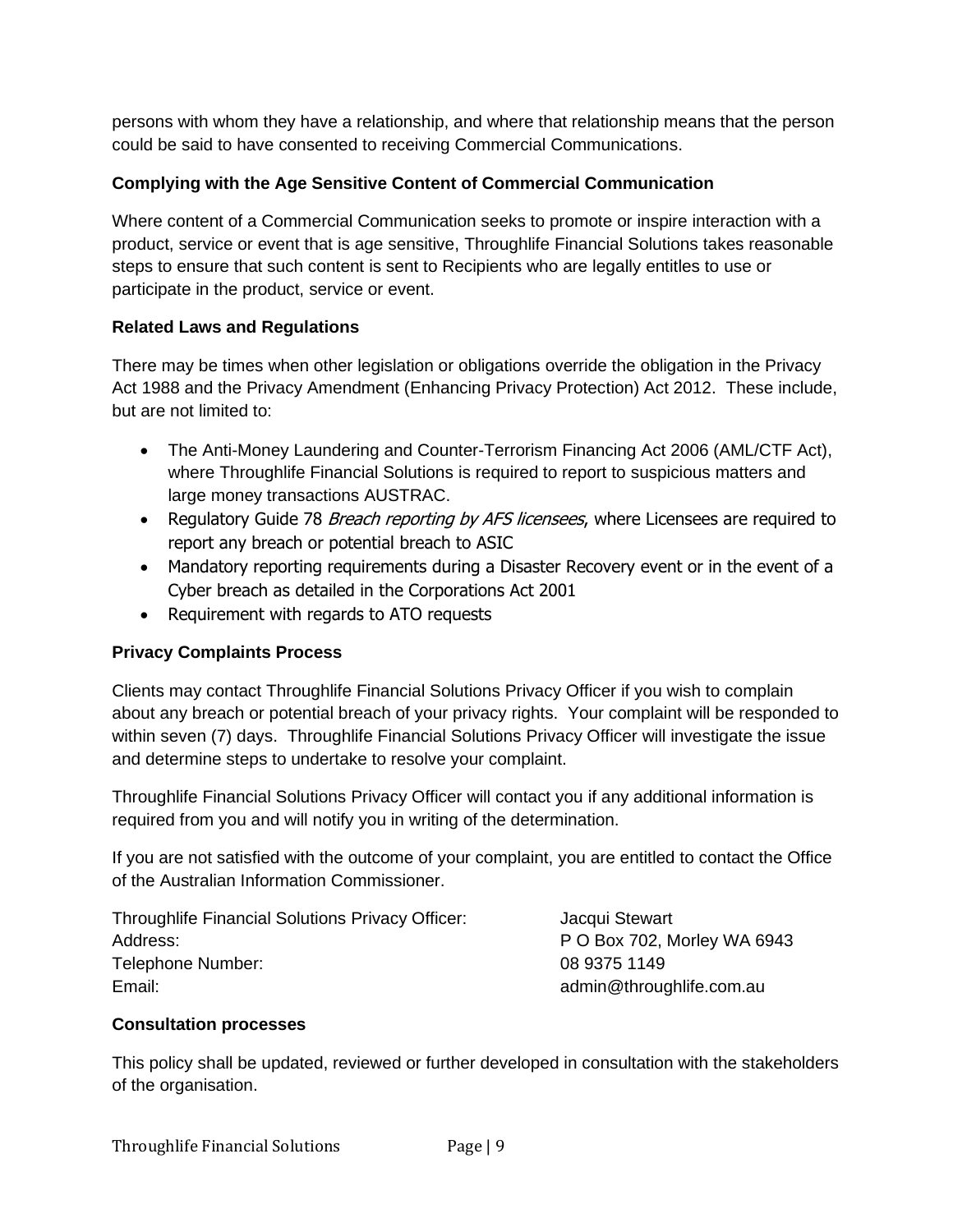persons with whom they have a relationship, and where that relationship means that the person could be said to have consented to receiving Commercial Communications.

**Complying with the Age Sensitive Content of Commercial Communication**

Where content of a Commercial Communication seeks to promote or inspire interaction with a product, service or event that is age sensitive, Throughlife Financial Solutions takes reasonable steps to ensure that such content is sent to Recipients who are legally entitles to use or participate in the product, service or event.

**Related Laws and Regulations**

There may be times when other legislation or obligations override the obligation in the Privacy Act 1988 and the Privacy Amendment (Enhancing Privacy Protection) Act 2012. These include, but are not limited to:

- The Anti-Money Laundering and Counter-Terrorism Financing Act 2006 (AML/CTF Act), where Throughlife Financial Solutions is required to report to suspicious matters and large money transactions AUSTRAC.
- Regulatory Guide 78 *Breach reporting by AFS licensees,* where Licensees are required to report any breach or potential breach to ASIC
- Mandatory reporting requirements during a Disaster Recovery event or in the event of a Cyber breach as detailed in the Corporations Act 2001
- Requirement with regards to ATO requests

**Privacy Complaints Process**

Clients may contact Throughlife Financial Solutions Privacy Officer if you wish to complain about any breach or potential breach of your privacy rights. Your complaint will be responded to within seven (7) days. Throughlife Financial Solutions Privacy Officer will investigate the issue and determine steps to undertake to resolve your complaint.

Throughlife Financial Solutions Privacy Officer will contact you if any additional information is required from you and will notify you in writing of the determination.

If you are not satisfied with the outcome of your complaint, you are entitled to contact the Office of the Australian Information Commissioner.

| | |
|---|---|
| Throughlife Financial Solutions Privacy Officer: | Jacqui Stewart |
| Address: | P O Box 702, Morley WA 6943 |
| Telephone Number: | 08 9375 1149 |
| Email: | admin@throughlife.com.au |

**Consultation processes**

This policy shall be updated, reviewed or further developed in consultation with the stakeholders of the organisation.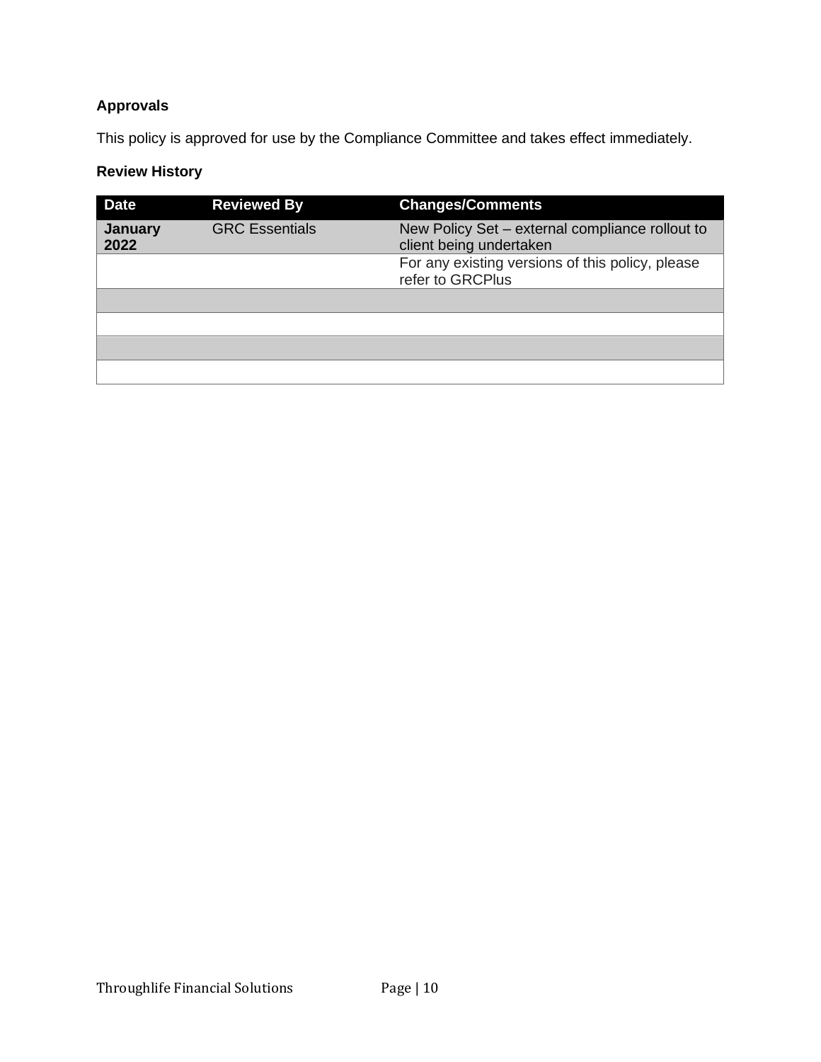### Approvals

This policy is approved for use by the Compliance Committee and takes effect immediately.

### Review History

| Date | Reviewed By | Changes/Comments |
|---|---|---|
| **January 2022** | GRC Essentials | New Policy Set – external compliance rollout to client being undertaken |
| | | For any existing versions of this policy, please refer to GRCPlus |
| | | |
| | | |
| | | |
| | | |